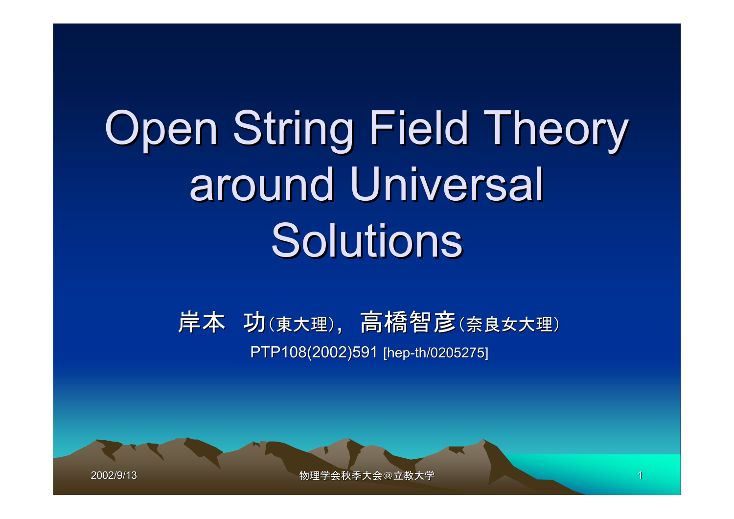# Open String Field Theory around Universal Solutions

岸本　功(東大理)，高橋智彦(奈良女大理)

PTP108(2002)591 [hep-th/0205275]

2002/9/13　物理学会秋季大会@立教大学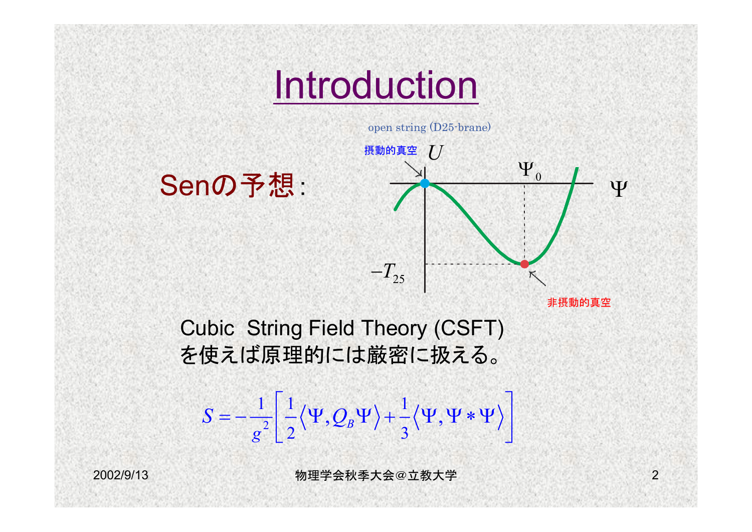# Introduction

Senの予想:

open string (D25-brane)

摂動的真空 $U$

$\Psi_0$ $\Psi$

$-T_{25}$

非摂動的真空

Cubic String Field Theory (CSFT) を使えば原理的には厳密に扱える。

$$S = -\frac{1}{g^2}\left[\frac{1}{2}\langle\Psi, Q_B\Psi\rangle + \frac{1}{3}\langle\Psi, \Psi * \Psi\rangle\right]$$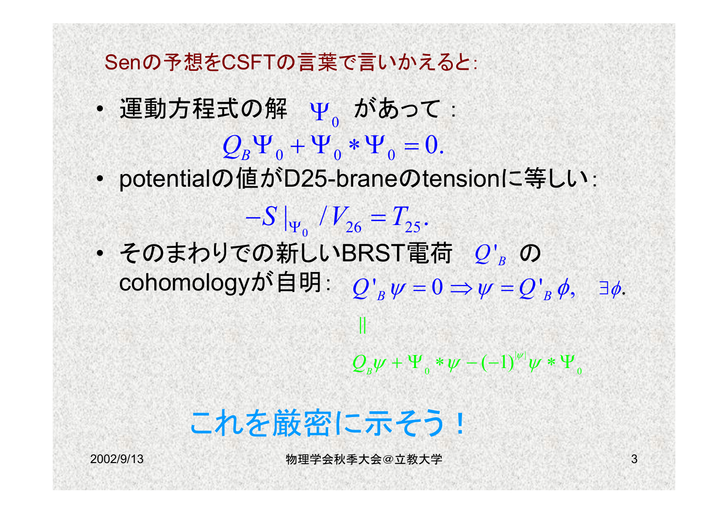## Senの予想をCSFTの言葉で言いかえると:

- 運動方程式の解 $\Psi_0$ があって：

$$Q_B \Psi_0 + \Psi_0 * \Psi_0 = 0.$$

- potentialの値がD25-braneのtensionに等しい：

$$-S|_{\Psi_0} / V_{26} = T_{25}.$$

- そのまわりでの新しいBRST電荷 $Q'_B$ の cohomologyが自明：

$$Q'_B \psi = 0 \Rightarrow \psi = Q'_B \phi, \quad \exists \phi.$$

$$\| $$

$$Q_B \psi + \Psi_0 * \psi - (-1)^{|\psi|} \psi * \Psi_0$$

これを厳密に示そう！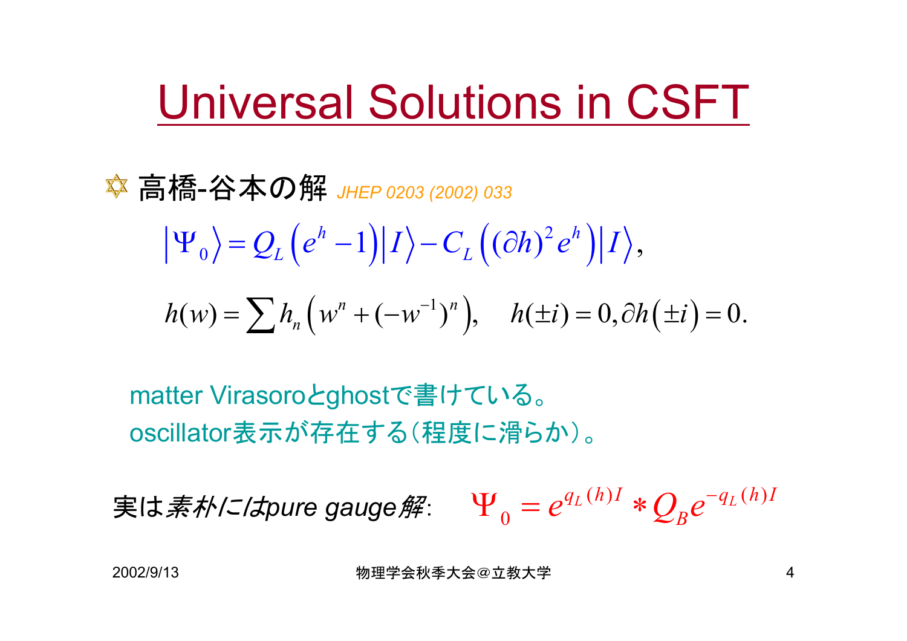# Universal Solutions in CSFT

✡ 高橋-谷本の解 *JHEP 0203 (2002) 033*

$$\left|\Psi_0\right\rangle = Q_L\left(e^h - 1\right)\left|I\right\rangle - C_L\left((\partial h)^2 e^h\right)\left|I\right\rangle,$$

$$h(w) = \sum h_n\left(w^n + (-w^{-1})^n\right), \quad h(\pm i) = 0, \partial h\left(\pm i\right) = 0.$$

matter Virasoroとghostで書けている。
oscillator表示が存在する（程度に滑らか）。

実は*素朴にはpure gauge解*: $\Psi_0 = e^{q_L(h)I} * Q_B e^{-q_L(h)I}$

2002/9/13 物理学会秋季大会@立教大学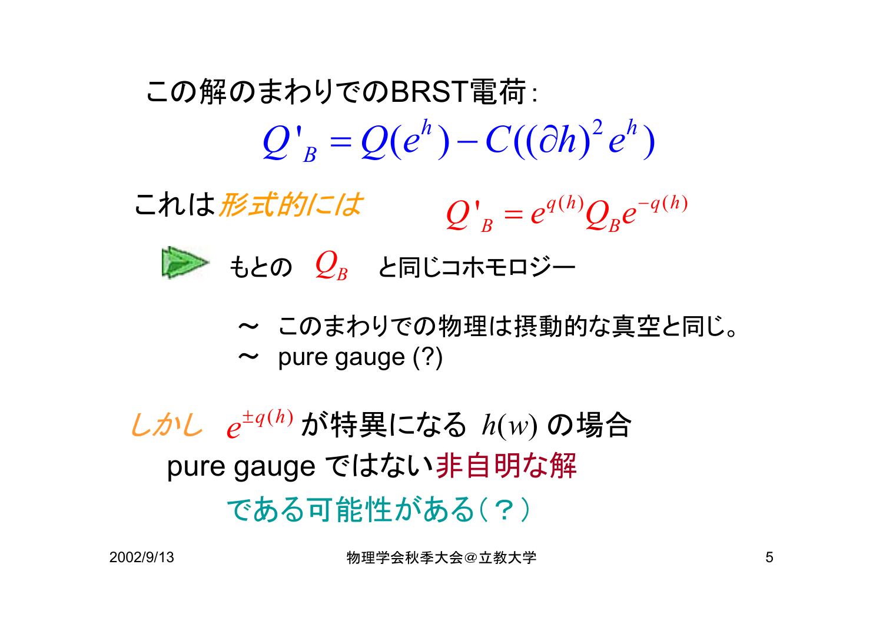この解のまわりでのBRST電荷:

$$Q'_B = Q(e^h) - C((\partial h)^2 e^h)$$

これは*形式的には*　$Q'_B = e^{q(h)} Q_B e^{-q(h)}$

▶ もとの $Q_B$ と同じコホモロジー

〜 このまわりでの物理は摂動的な真空と同じ。

〜 pure gauge (?)

*しかし* $e^{\pm q(h)}$ が特異になる $h(w)$ の場合

pure gauge ではない非自明な解

である可能性がある（？）

2002/9/13　物理学会秋季大会＠立教大学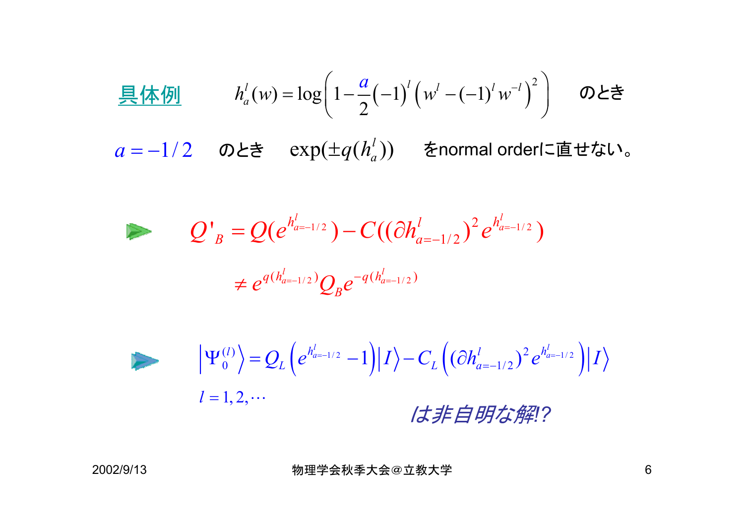具体例　$h_a^l(w) = \log\left(1 - \frac{a}{2}(-1)^l\left(w^l - (-1)^l w^{-l}\right)^2\right)$　のとき

$a = -1/2$　のとき　$\exp(\pm q(h_a^l))$　をnormal orderに直せない。

$$Q'_B = Q(e^{h^l_{a=-1/2}}) - C((\partial h^l_{a=-1/2})^2 e^{h^l_{a=-1/2}})$$

$$\neq e^{q(h^l_{a=-1/2})} Q_B e^{-q(h^l_{a=-1/2})}$$

$$\left|\Psi_0^{(l)}\right\rangle = Q_L\left(e^{h^l_{a=-1/2}} - 1\right)\left|I\right\rangle - C_L\left((\partial h^l_{a=-1/2})^2 e^{h^l_{a=-1/2}}\right)\left|I\right\rangle$$

$l = 1, 2, \cdots$

*は非自明な解!?*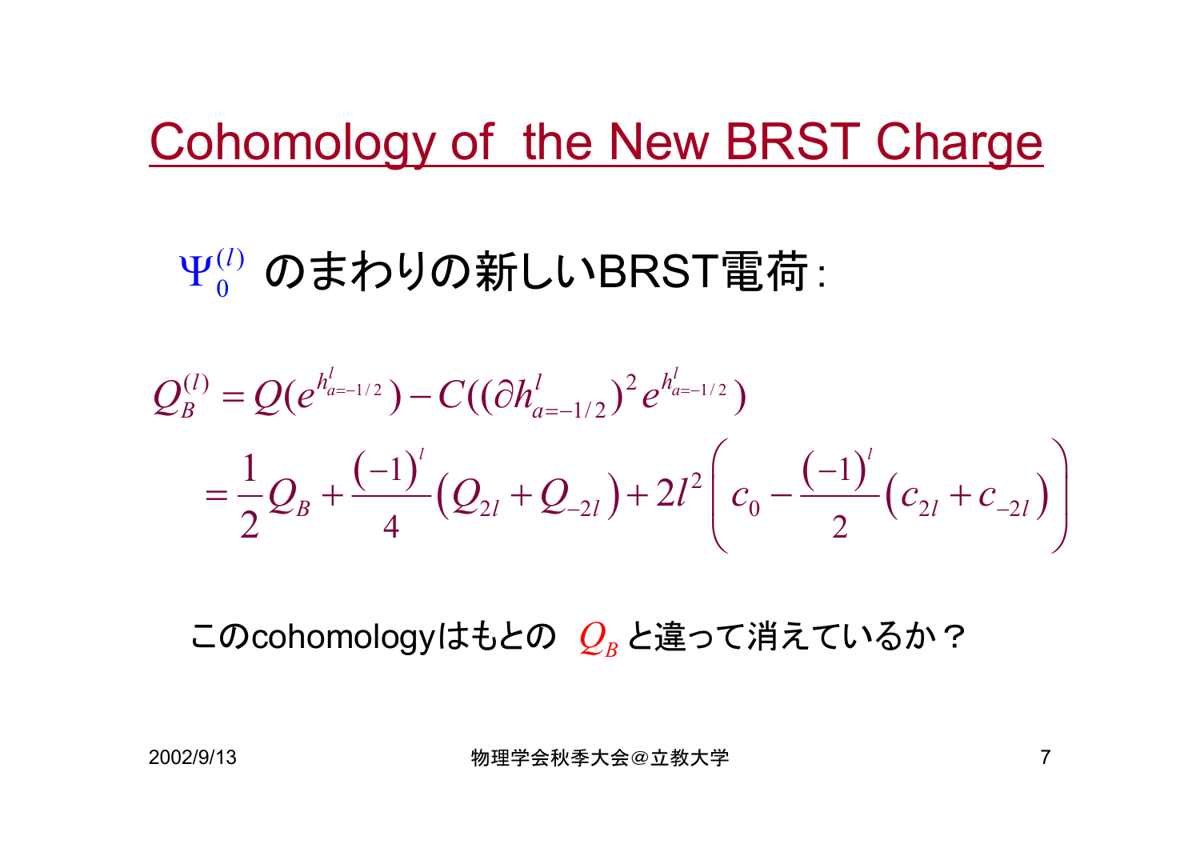# Cohomology of the New BRST Charge

$\Psi_0^{(l)}$ のまわりの新しいBRST電荷:

$$Q_B^{(l)} = Q(e^{h^l_{a=-1/2}}) - C((\partial h^l_{a=-1/2})^2 e^{h^l_{a=-1/2}})$$
$$= \frac{1}{2}Q_B + \frac{(-1)^l}{4}\left(Q_{2l} + Q_{-2l}\right) + 2l^2\left(c_0 - \frac{(-1)^l}{2}\left(c_{2l} + c_{-2l}\right)\right)$$

このcohomologyはもとの $Q_B$ と違って消えているか？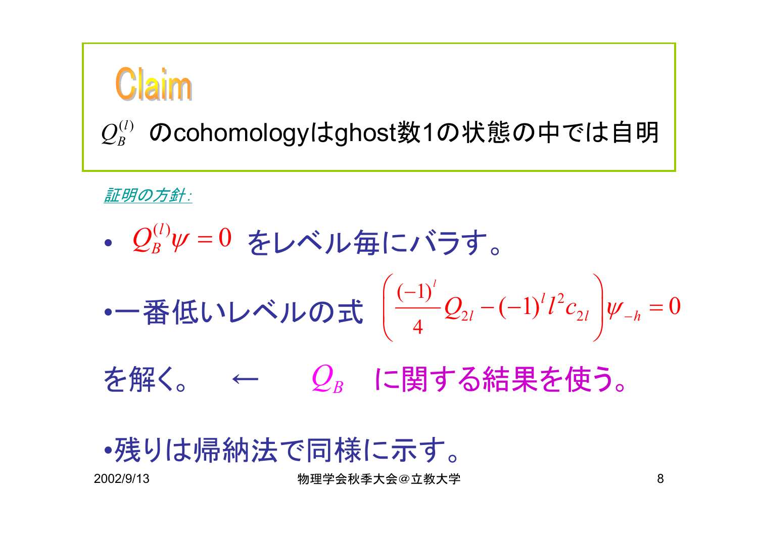## Claim

$Q_B^{(l)}$ のcohomologyはghost数1の状態の中では自明

*証明の方針:*

- $Q_B^{(l)}\psi = 0$ をレベル毎にバラす。
- 一番低いレベルの式 $\left(\frac{(-1)^l}{4}Q_{2l} - (-1)^l l^2 c_{2l}\right)\psi_{-h} = 0$

を解く。　←　$Q_B$ に関する結果を使う。

- 残りは帰納法で同様に示す。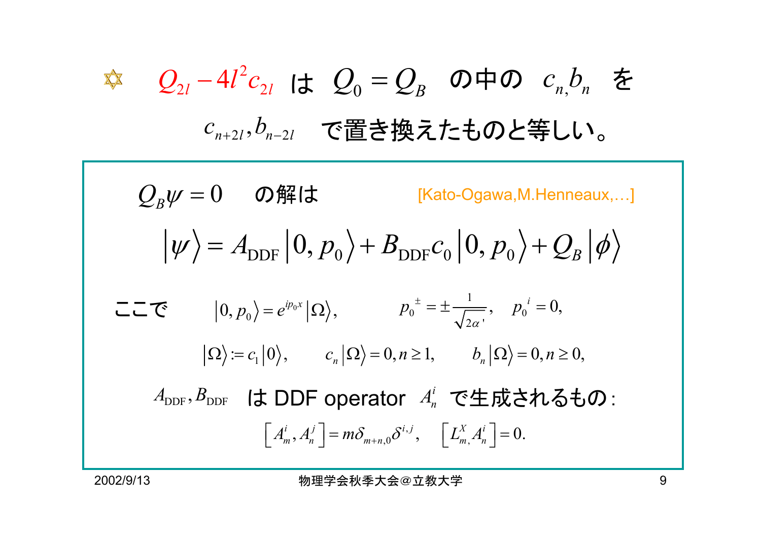✡ $Q_{2l} - 4l^2 c_{2l}$ は $Q_0 = Q_B$ の中の $c_n, b_n$ を $c_{n+2l}, b_{n-2l}$ で置き換えたものと等しい。

$Q_B \psi = 0$ の解は [Kato-Ogawa,M.Henneaux,…]

$$\left|\psi\right\rangle = A_{\mathrm{DDF}} \left|0, p_0\right\rangle + B_{\mathrm{DDF}} c_0 \left|0, p_0\right\rangle + Q_B \left|\phi\right\rangle$$

ここで $\left|0, p_0\right\rangle = e^{ip_0 x} \left|\Omega\right\rangle$, $\quad p_0^{\pm} = \pm \frac{1}{\sqrt{2\alpha'}}$, $\quad p_0^{i} = 0$,

$$\left|\Omega\right\rangle := c_1 \left|0\right\rangle, \qquad c_n \left|\Omega\right\rangle = 0, n \geq 1, \qquad b_n \left|\Omega\right\rangle = 0, n \geq 0,$$

$A_{\mathrm{DDF}}, B_{\mathrm{DDF}}$ は DDF operator $A_n^i$ で生成されるもの:

$$\left[A_m^i, A_n^j\right] = m\delta_{m+n,0}\delta^{i,j}, \quad \left[L_m^X, A_n^i\right] = 0.$$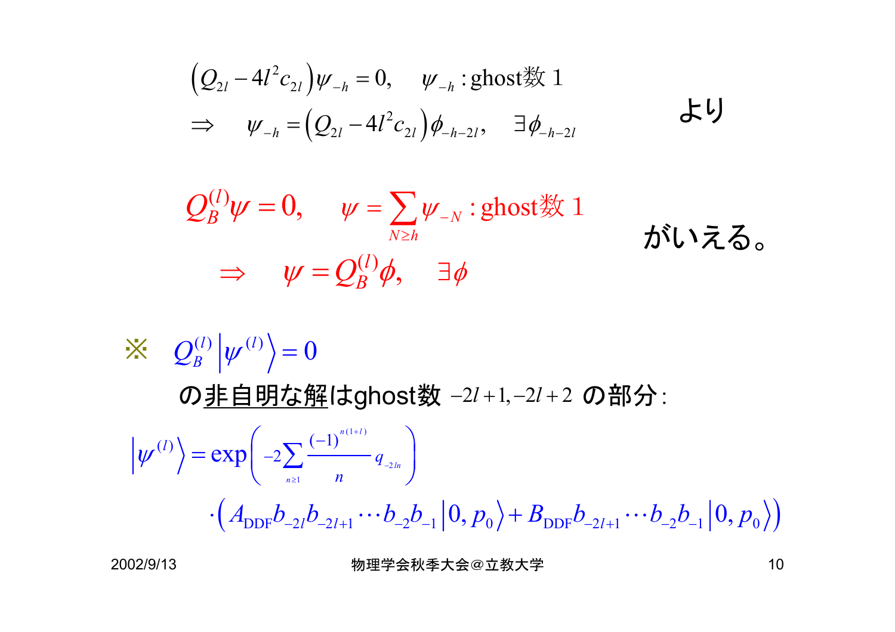$$\left(Q_{2l}-4l^2c_{2l}\right)\psi_{-h}=0,\quad \psi_{-h}:\text{ghost数 }1$$

$$\Rightarrow\quad \psi_{-h}=\left(Q_{2l}-4l^2c_{2l}\right)\phi_{-h-2l},\quad \exists\phi_{-h-2l}$$

より

$$Q_B^{(l)}\psi=0,\quad \psi=\sum_{N\geq h}\psi_{-N}:\text{ghost数 }1$$

$$\Rightarrow\quad \psi=Q_B^{(l)}\phi,\quad \exists\phi$$

がいえる。

※ $Q_B^{(l)}\left|\psi^{(l)}\right\rangle=0$

の非自明な解はghost数 $-2l+1,-2l+2$ の部分:

$$\left|\psi^{(l)}\right\rangle=\exp\left(-2\sum_{n\geq1}\frac{(-1)^{n(1+l)}}{n}q_{-2ln}\right)$$

$$\cdot\left(A_{\text{DDF}}b_{-2l}b_{-2l+1}\cdots b_{-2}b_{-1}\left|0,p_0\right\rangle+B_{\text{DDF}}b_{-2l+1}\cdots b_{-2}b_{-1}\left|0,p_0\right\rangle\right)$$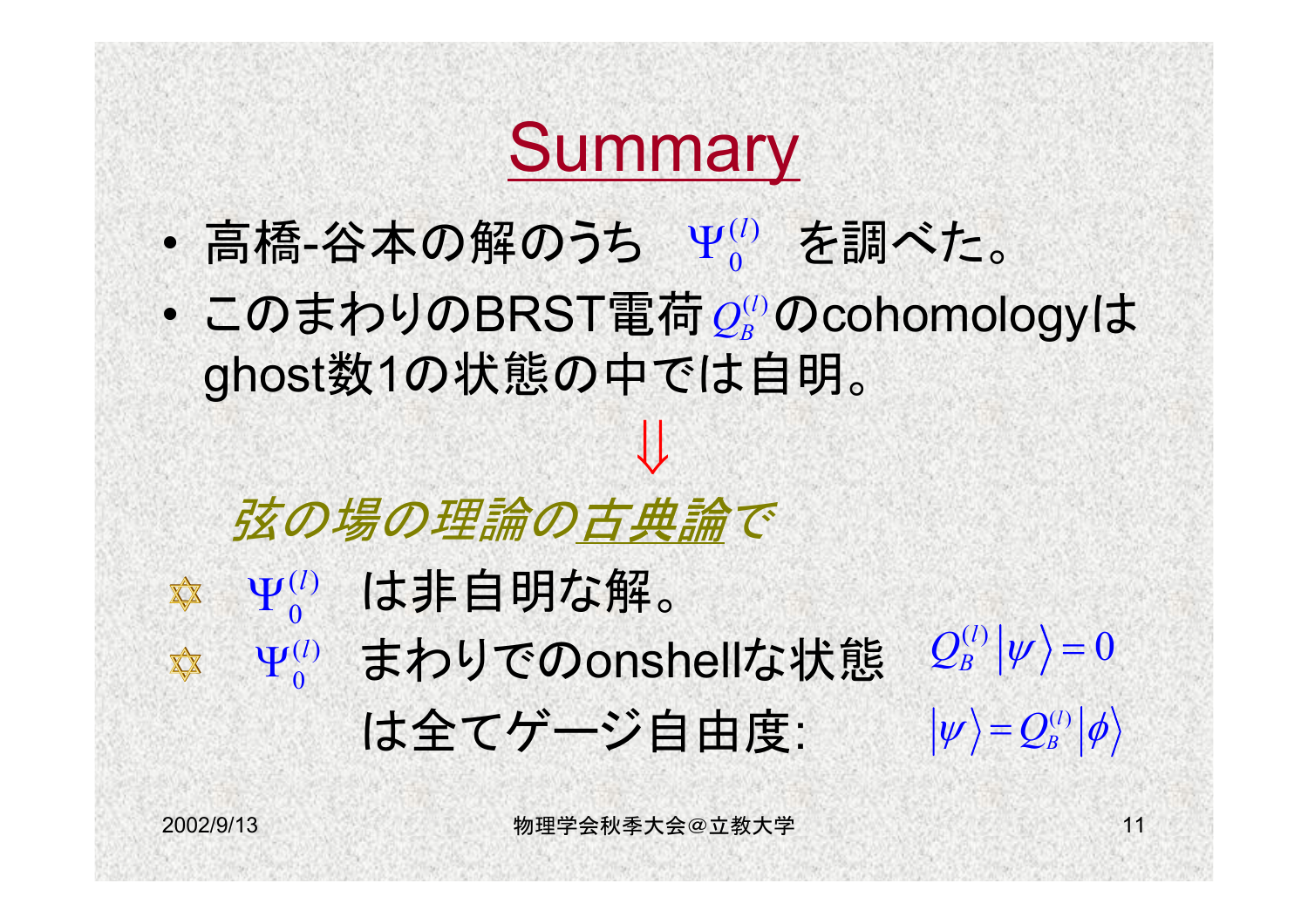# Summary

- 高橋-谷本の解のうち $\Psi_0^{(l)}$ を調べた。
- このまわりのBRST電荷 $Q_B^{(l)}$ のcohomologyはghost数1の状態の中では自明。

$$\Downarrow$$

*弦の場の理論の古典論で*

✡ $\Psi_0^{(l)}$ は非自明な解。

✡ $\Psi_0^{(l)}$ まわりでのonshellな状態 $Q_B^{(l)}|\psi\rangle = 0$ は全てゲージ自由度: $|\psi\rangle = Q_B^{(l)}|\phi\rangle$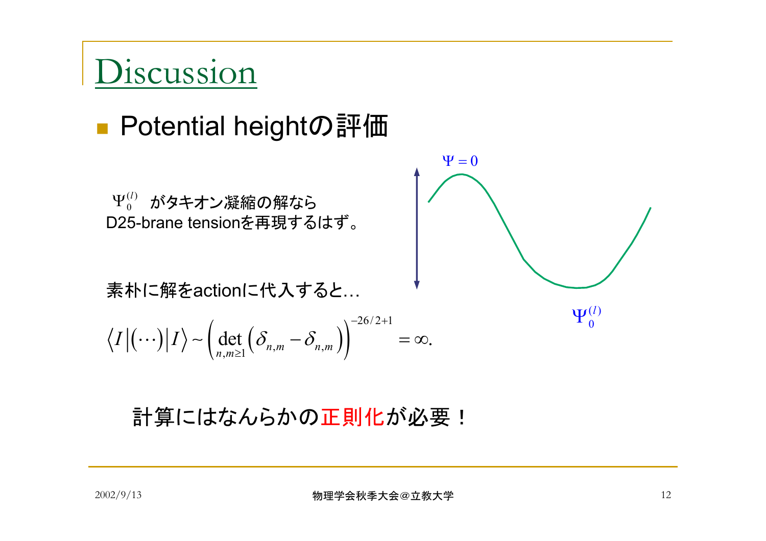# Discussion

- Potential heightの評価

$\Psi_0^{(l)}$ がタキオン凝縮の解なら
D25-brane tensionを再現するはず。

$\Psi = 0$

$\Psi_0^{(l)}$

素朴に解をactionに代入すると…

$$\langle I | (\cdots) | I \rangle \sim \left( \det_{n,m \geq 1} \left( \delta_{n,m} - \delta_{n,m} \right) \right)^{-26/2+1} = \infty.$$

計算にはなんらかの正則化が必要！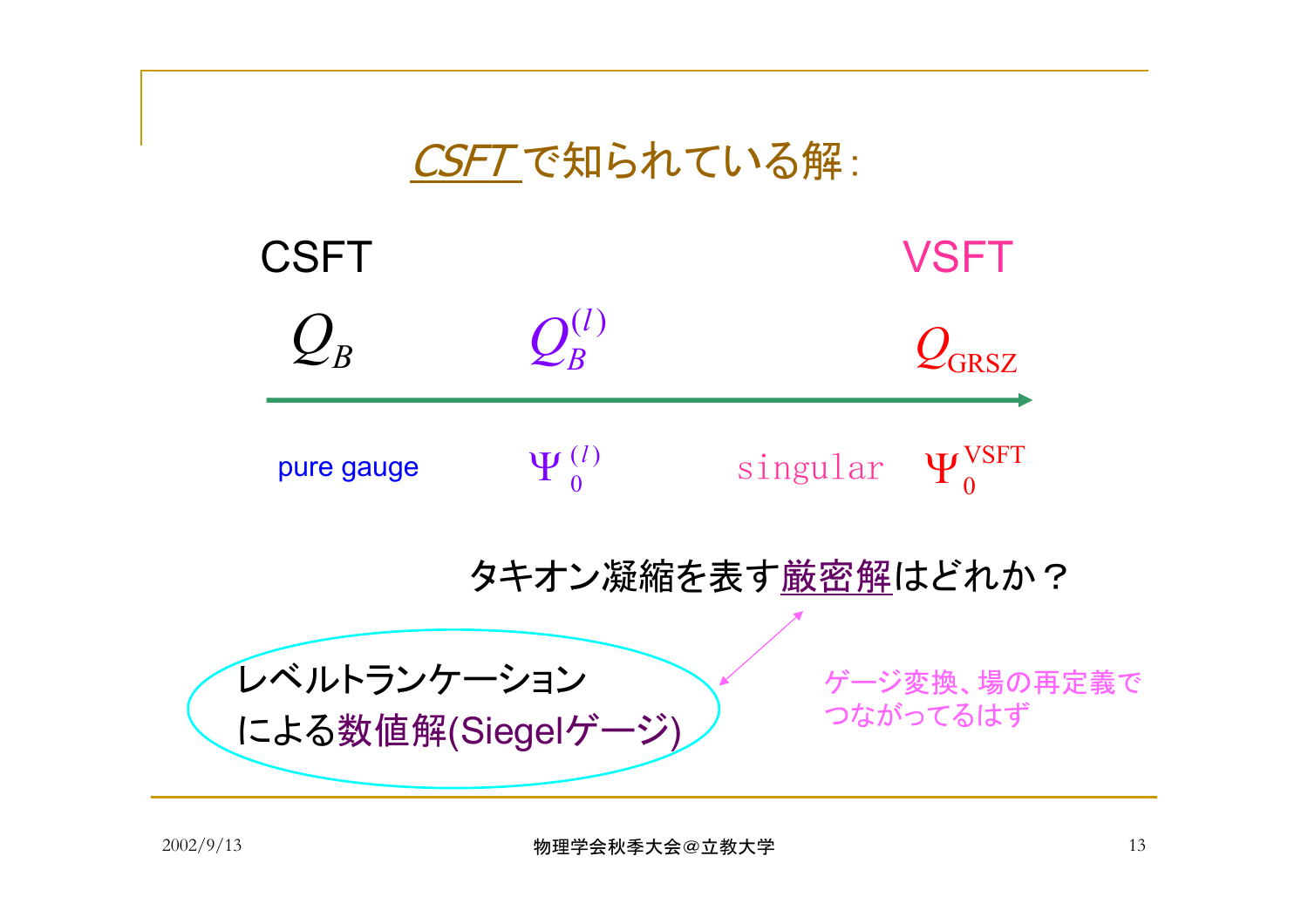## CSFTで知られている解:

CSFT　　　　　　　　　　　　　　　　　　VSFT

$Q_B$　　　　　$Q_B^{(l)}$　　　　　　　　　$Q_{\mathrm{GRSZ}}$

pure gauge　　　$\Psi_0^{(l)}$　　　singular　　$\Psi_0^{\mathrm{VSFT}}$

タキオン凝縮を表す厳密解はどれか？

レベルトランケーション
による数値解(Siegelゲージ)

ゲージ変換、場の再定義で
つながってるはず

2002/9/13　　　　物理学会秋季大会@立教大学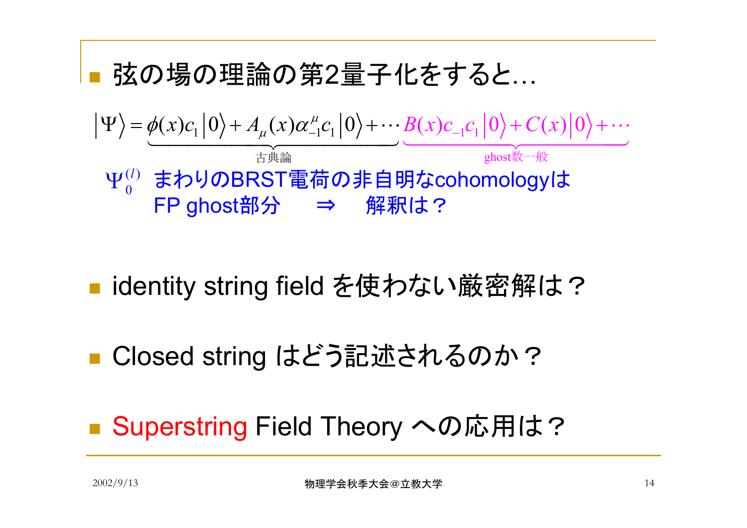- 弦の場の理論の第2量子化をすると…

$$|\Psi\rangle = \underbrace{\phi(x)c_1|0\rangle + A_\mu(x)\alpha_{-1}^{\mu}c_1|0\rangle + \cdots}_{\text{古典論}} \underbrace{B(x)c_{-1}c_1|0\rangle + C(x)|0\rangle + \cdots}_{\text{ghost数一般}}$$

$\Psi_0^{(l)}$ まわりのBRST電荷の非自明なcohomologyは FP ghost部分 ⇒ 解釈は？

- identity string field を使わない厳密解は？

- Closed string はどう記述されるのか？

- Superstring Field Theory への応用は？

2002/9/13 物理学会秋季大会@立教大学